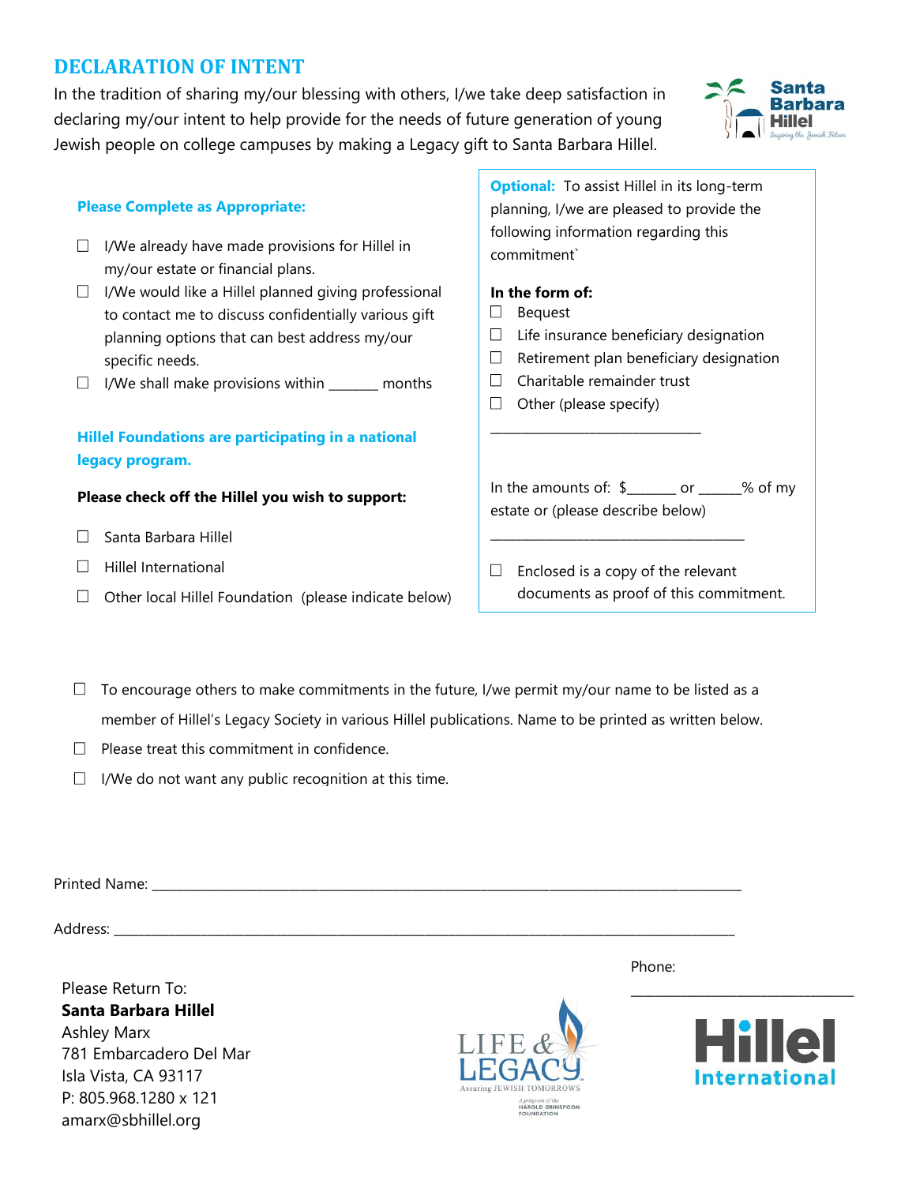# DECLARATION OF INTENT

In the tradition of sharing my/our blessing with others, I/we take deep satisfaction in declaring my/our intent to help provide for the needs of future generation of young Jewish people on college campuses by making a Legacy gift to Santa Barbara Hillel.

**Please Complete as Appropriate:**

- ☐ I/We already have made provisions for Hillel in my/our estate or financial plans.
- ☐ I/We would like a Hillel planned giving professional to contact me to discuss confidentially various gift planning options that can best address my/our specific needs.
- ☐ I/We shall make provisions within _______ months

**Hillel Foundations are participating in a national legacy program.**

**Please check off the Hillel you wish to support:**

- ☐ Santa Barbara Hillel
- ☐ Hillel International
- ☐ Other local Hillel Foundation (please indicate below)

**Optional:** To assist Hillel in its long-term planning, I/we are pleased to provide the following information regarding this commitment`

**In the form of:**

- ☐ Bequest
- ☐ Life insurance beneficiary designation
- ☐ Retirement plan beneficiary designation
- ☐ Charitable remainder trust
- ☐ Other (please specify)

_______________________________

In the amounts of: $_______ or ______% of my estate or (please describe below)

______________________________________

- ☐ Enclosed is a copy of the relevant documents as proof of this commitment.

---

- ☐ To encourage others to make commitments in the future, I/we permit my/our name to be listed as a member of Hillel's Legacy Society in various Hillel publications. Name to be printed as written below.
- ☐ Please treat this commitment in confidence.
- ☐ I/We do not want any public recognition at this time.

Printed Name: ________________________________________________________________________________

Address: ____________________________________________________________________________________

Phone: _________________________________

Please Return To:
**Santa Barbara Hillel**
Ashley Marx
781 Embarcadero Del Mar
Isla Vista, CA 93117
P: 805.968.1280 x 121
amarx@sbhillel.org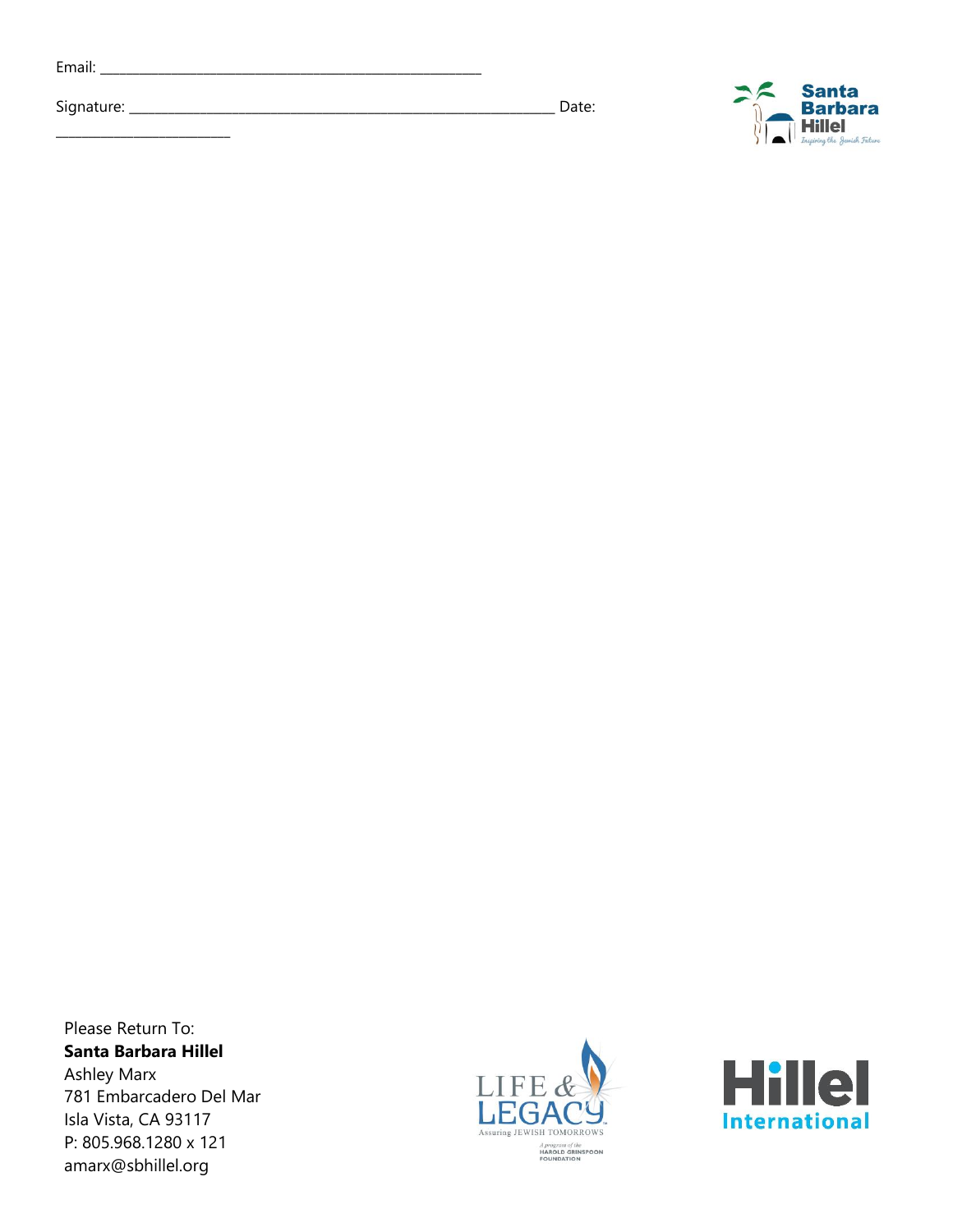Email: ___________________________________________________________

Signature: ____________________________________________________________________ Date: ____________________________

Please Return To:
**Santa Barbara Hillel**
Ashley Marx
781 Embarcadero Del Mar
Isla Vista, CA 93117
P: 805.968.1280 x 121
amarx@sbhillel.org